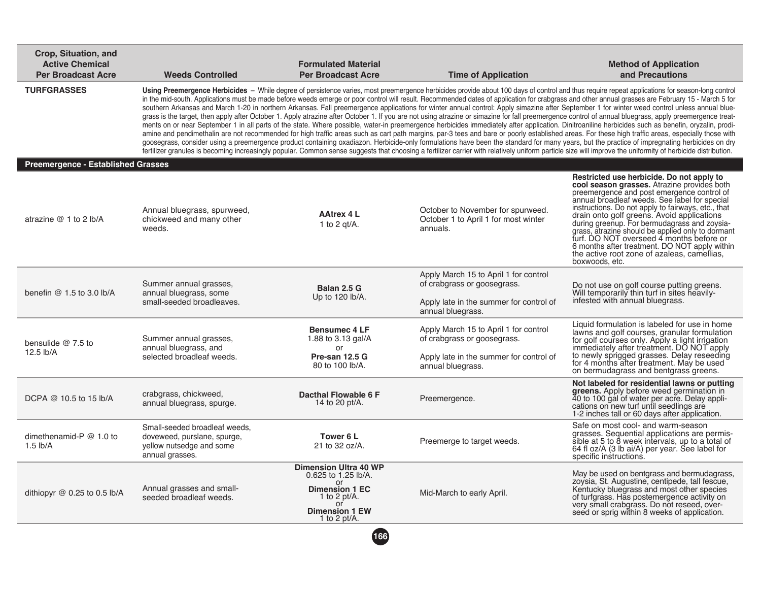| Crop, Situation, and Active Chemical Per Broadcast Acre | Weeds Controlled | Formulated Material Per Broadcast Acre | Time of Application | Method of Application and Precautions |
|---|---|---|---|---|
| **TURFGRASSES** | **Using Preemergence Herbicides** – While degree of persistence varies, most preemergence herbicides provide about 100 days of control and thus require repeat applications for season-long control in the mid-south. Applications must be made before weeds emerge or poor control will result. Recommended dates of application for crabgrass and other annual grasses are February 15 - March 5 for southern Arkansas and March 1-20 in northern Arkansas. Fall preemergence applications for winter annual control: Apply simazine after September 1 for winter weed control unless annual bluegrass is the target, then apply after October 1. Apply atrazine after October 1. If you are not using atrazine or simazine for fall preemergence control of annual bluegrass, apply preemergence treatments on or near September 1 in all parts of the state. Where possible, water-in preemergence herbicides immediately after application. Dinitroaniline herbicides such as benefin, oryzalin, prodiamine and pendimethalin are not recommended for high traffic areas such as cart path margins, par-3 tees and bare or poorly established areas. For these high traffic areas, especially those with goosegrass, consider using a preemergence product containing oxadiazon. Herbicide-only formulations have been the standard for many years, but the practice of impregnating herbicides on dry fertilizer granules is becoming increasingly popular. Common sense suggests that choosing a fertilizer carrier with relatively uniform particle size will improve the uniformity of herbicide distribution. | | | |
| **Preemergence - Established Grasses** | | | | |
| atrazine @ 1 to 2 lb/A | Annual bluegrass, spurweed, chickweed and many other weeds. | **AAtrex 4 L** 1 to 2 qt/A. | October to November for spurweed. October 1 to April 1 for most winter annuals. | **Restricted use herbicide. Do not apply to cool season grasses.** Atrazine provides both preemergence and post emergence control of annual broadleaf weeds. See label for special instructions. Do not apply to fairways, etc., that drain onto golf greens. Avoid applications during greenup. For bermudagrass and zoysiagrass, atrazine should be applied only to dormant turf. DO NOT overseed 4 months before or 6 months after treatment. DO NOT apply within the active root zone of azaleas, camellias, boxwoods, etc. |
| benefin @ 1.5 to 3.0 lb/A | Summer annual grasses, annual bluegrass, some small-seeded broadleaves. | **Balan 2.5 G** Up to 120 lb/A. | Apply March 15 to April 1 for control of crabgrass or goosegrass. Apply late in the summer for control of annual bluegrass. | Do not use on golf course putting greens. Will temporarily thin turf in sites heavily-infested with annual bluegrass. |
| bensulide @ 7.5 to 12.5 lb/A | Summer annual grasses, annual bluegrass, and selected broadleaf weeds. | **Bensumec 4 LF** 1.88 to 3.13 gal/A or **Pre-san 12.5 G** 80 to 100 lb/A. | Apply March 15 to April 1 for control of crabgrass or goosegrass. Apply late in the summer for control of annual bluegrass. | Liquid formulation is labeled for use in home lawns and golf courses, granular formulation for golf courses only. Apply a light irrigation immediately after treatment. DO NOT apply to newly sprigged grasses. Delay reseeding for 4 months after treatment. May be used on bermudagrass and bentgrass greens. |
| DCPA @ 10.5 to 15 lb/A | crabgrass, chickweed, annual bluegrass, spurge. | **Dacthal Flowable 6 F** 14 to 20 pt/A. | Preemergence. | **Not labeled for residential lawns or putting greens.** Apply before weed germination in 40 to 100 gal of water per acre. Delay applications on new turf until seedlings are 1-2 inches tall or 60 days after application. |
| dimethenamid-P @ 1.0 to 1.5 lb/A | Small-seeded broadleaf weeds, doveweed, purslane, spurge, yellow nutsedge and some annual grasses. | **Tower 6 L** 21 to 32 oz/A. | Preemerge to target weeds. | Safe on most cool- and warm-season grasses. Sequential applications are permissible at 5 to 8 week intervals, up to a total of 64 fl oz/A (3 lb ai/A) per year. See label for specific instructions. |
| dithiopyr @ 0.25 to 0.5 lb/A | Annual grasses and small-seeded broadleaf weeds. | **Dimension Ultra 40 WP** 0.625 to 1.25 lb/A. or **Dimension 1 EC** 1 to 2 pt/A. or **Dimension 1 EW** 1 to 2 pt/A. | Mid-March to early April. | May be used on bentgrass and bermudagrass, zoysia, St. Augustine, centipede, tall fescue, Kentucky bluegrass and most other species of turfgrass. Has postemergence activity on very small crabgrass. Do not reseed, overseed or sprig within 8 weeks of application. |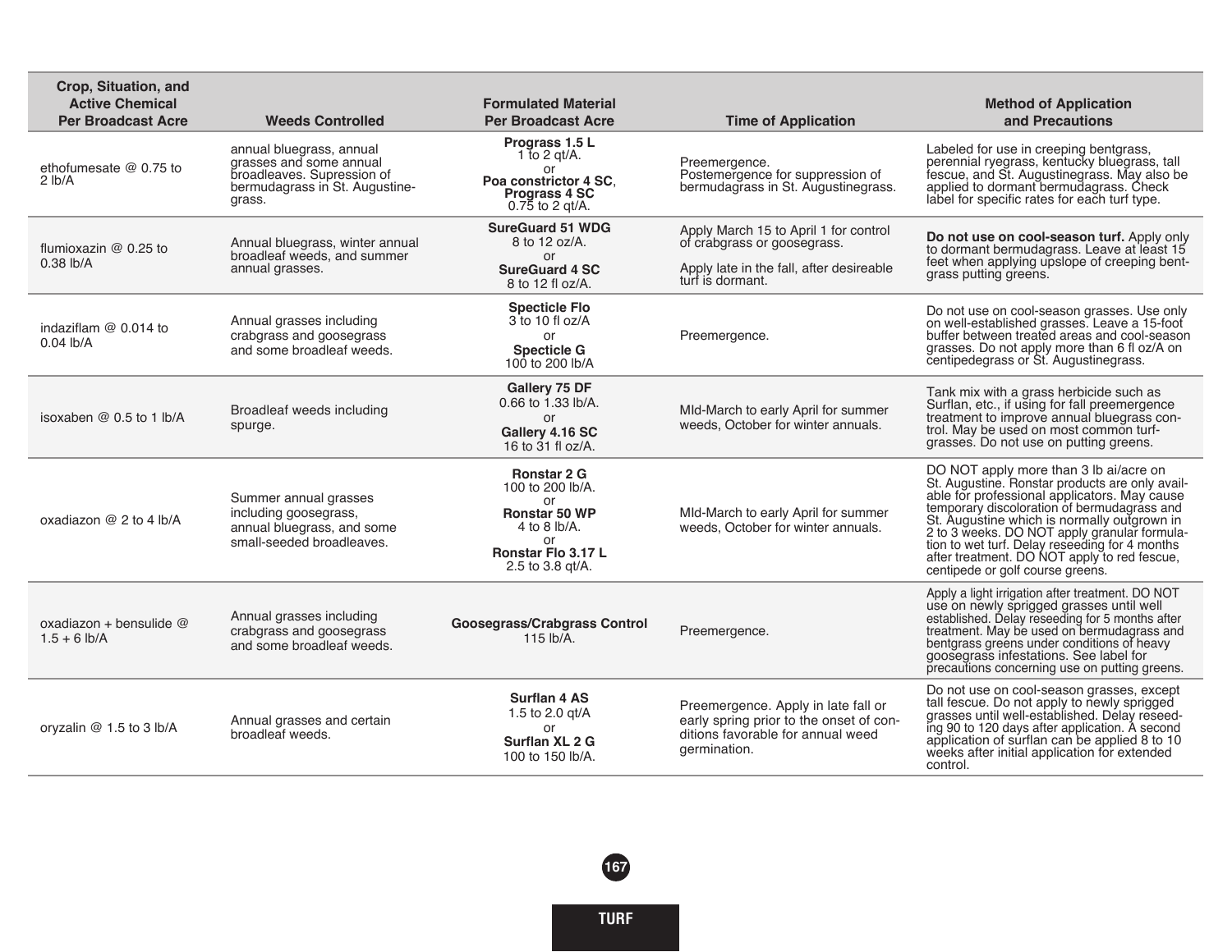| Crop, Situation, and Active Chemical Per Broadcast Acre | Weeds Controlled | Formulated Material Per Broadcast Acre | Time of Application | Method of Application and Precautions |
|---|---|---|---|---|
| ethofumesate @ 0.75 to 2 lb/A | annual bluegrass, annual grasses and some annual broadleaves. Supression of bermudagrass in St. Augustine-grass. | **Prograss 1.5 L** 1 to 2 qt/A. or **Poa constrictor 4 SC**, **Prograss 4 SC** 0.75 to 2 qt/A. | Preemergence. Postemergence for suppression of bermudagrass in St. Augustinegrass. | Labeled for use in creeping bentgrass, perennial ryegrass, kentucky bluegrass, tall fescue, and St. Augustinegrass. May also be applied to dormant bermudagrass. Check label for specific rates for each turf type. |
| flumioxazin @ 0.25 to 0.38 lb/A | Annual bluegrass, winter annual broadleaf weeds, and summer annual grasses. | **SureGuard 51 WDG** 8 to 12 oz/A. or **SureGuard 4 SC** 8 to 12 fl oz/A. | Apply March 15 to April 1 for control of crabgrass or goosegrass. Apply late in the fall, after desireable turf is dormant. | **Do not use on cool-season turf.** Apply only to dormant bermudagrass. Leave at least 15 feet when applying upslope of creeping bent-grass putting greens. |
| indaziflam @ 0.014 to 0.04 lb/A | Annual grasses including crabgrass and goosegrass and some broadleaf weeds. | **Specticle Flo** 3 to 10 fl oz/A or **Specticle G** 100 to 200 lb/A | Preemergence. | Do not use on cool-season grasses. Use only on well-established grasses. Leave a 15-foot buffer between treated areas and cool-season grasses. Do not apply more than 6 fl oz/A on centipedegrass or St. Augustinegrass. |
| isoxaben @ 0.5 to 1 lb/A | Broadleaf weeds including spurge. | **Gallery 75 DF** 0.66 to 1.33 lb/A. or **Gallery 4.16 SC** 16 to 31 fl oz/A. | MId-March to early April for summer weeds, October for winter annuals. | Tank mix with a grass herbicide such as Surflan, etc., if using for fall preemergence treatment to improve annual bluegrass control. May be used on most common turf-grasses. Do not use on putting greens. |
| oxadiazon @ 2 to 4 lb/A | Summer annual grasses including goosegrass, annual bluegrass, and some small-seeded broadleaves. | **Ronstar 2 G** 100 to 200 lb/A. or **Ronstar 50 WP** 4 to 8 lb/A. or **Ronstar Flo 3.17 L** 2.5 to 3.8 qt/A. | MId-March to early April for summer weeds, October for winter annuals. | DO NOT apply more than 3 lb ai/acre on St. Augustine. Ronstar products are only available for professional applicators. May cause temporary discoloration of bermudagrass and St. Augustine which is normally outgrown in 2 to 3 weeks. DO NOT apply granular formulation to wet turf. Delay reseeding for 4 months after treatment. DO NOT apply to red fescue, centipede or golf course greens. |
| oxadiazon + bensulide @ 1.5 + 6 lb/A | Annual grasses including crabgrass and goosegrass and some broadleaf weeds. | **Goosegrass/Crabgrass Control** 115 lb/A. | Preemergence. | Apply a light irrigation after treatment. DO NOT use on newly sprigged grasses until well established. Delay reseeding for 5 months after treatment. May be used on bermudagrass and bentgrass greens under conditions of heavy goosegrass infestations. See label for precautions concerning use on putting greens. |
| oryzalin @ 1.5 to 3 lb/A | Annual grasses and certain broadleaf weeds. | **Surflan 4 AS** 1.5 to 2.0 qt/A or **Surflan XL 2 G** 100 to 150 lb/A. | Preemergence. Apply in late fall or early spring prior to the onset of conditions favorable for annual weed germination. | Do not use on cool-season grasses, except tall fescue. Do not apply to newly sprigged grasses until well-established. Delay reseeding 90 to 120 days after application. A second application of surflan can be applied 8 to 10 weeks after initial application for extended control. |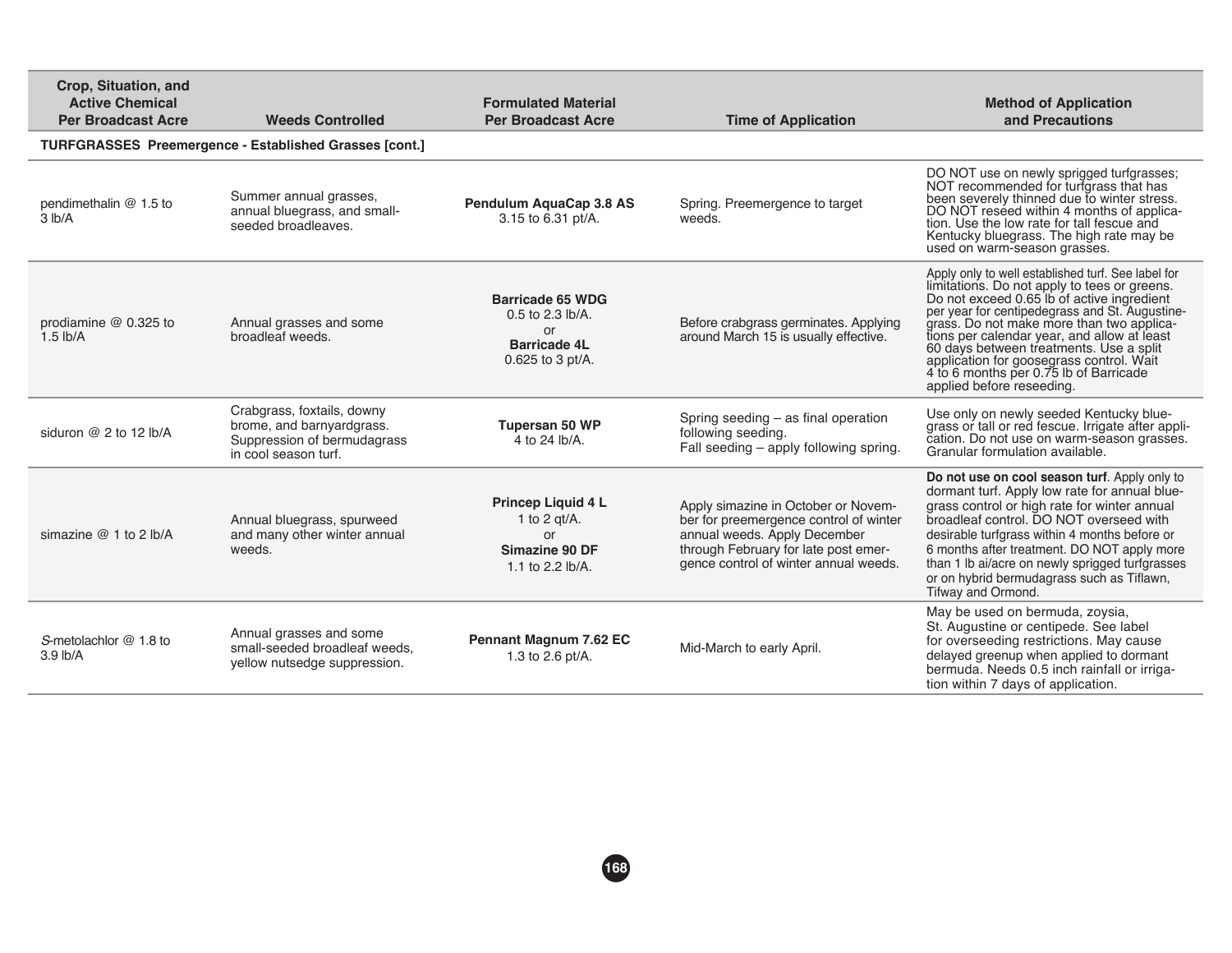| Crop, Situation, and Active Chemical Per Broadcast Acre | Weeds Controlled | Formulated Material Per Broadcast Acre | Time of Application | Method of Application and Precautions |
|---|---|---|---|---|
| **TURFGRASSES Preemergence - Established Grasses [cont.]** | | | | |
| pendimethalin @ 1.5 to 3 lb/A | Summer annual grasses, annual bluegrass, and small-seeded broadleaves. | **Pendulum AquaCap 3.8 AS** 3.15 to 6.31 pt/A. | Spring. Preemergence to target weeds. | DO NOT use on newly sprigged turfgrasses; NOT recommended for turfgrass that has been severely thinned due to winter stress. DO NOT reseed within 4 months of application. Use the low rate for tall fescue and Kentucky bluegrass. The high rate may be used on warm-season grasses. |
| prodiamine @ 0.325 to 1.5 lb/A | Annual grasses and some broadleaf weeds. | **Barricade 65 WDG** 0.5 to 2.3 lb/A. or **Barricade 4L** 0.625 to 3 pt/A. | Before crabgrass germinates. Applying around March 15 is usually effective. | Apply only to well established turf. See label for limitations. Do not apply to tees or greens. Do not exceed 0.65 lb of active ingredient per year for centipedegrass and St. Augustinegrass. Do not make more than two applications per calendar year, and allow at least 60 days between treatments. Use a split application for goosegrass control. Wait 4 to 6 months per 0.75 lb of Barricade applied before reseeding. |
| siduron @ 2 to 12 lb/A | Crabgrass, foxtails, downy brome, and barnyardgrass. Suppression of bermudagrass in cool season turf. | **Tupersan 50 WP** 4 to 24 lb/A. | Spring seeding – as final operation following seeding. Fall seeding – apply following spring. | Use only on newly seeded Kentucky bluegrass or tall or red fescue. Irrigate after application. Do not use on warm-season grasses. Granular formulation available. |
| simazine @ 1 to 2 lb/A | Annual bluegrass, spurweed and many other winter annual weeds. | **Princep Liquid 4 L** 1 to 2 qt/A. or **Simazine 90 DF** 1.1 to 2.2 lb/A. | Apply simazine in October or November for preemergence control of winter annual weeds. Apply December through February for late post emergence control of winter annual weeds. | **Do not use on cool season turf**. Apply only to dormant turf. Apply low rate for annual bluegrass control or high rate for winter annual broadleaf control. DO NOT overseed with desirable turfgrass within 4 months before or 6 months after treatment. DO NOT apply more than 1 lb ai/acre on newly sprigged turfgrasses or on hybrid bermudagrass such as Tiflawn, Tifway and Ormond. |
| *S*-metolachlor @ 1.8 to 3.9 lb/A | Annual grasses and some small-seeded broadleaf weeds, yellow nutsedge suppression. | **Pennant Magnum 7.62 EC** 1.3 to 2.6 pt/A. | Mid-March to early April. | May be used on bermuda, zoysia, St. Augustine or centipede. See label for overseeding restrictions. May cause delayed greenup when applied to dormant bermuda. Needs 0.5 inch rainfall or irrigation within 7 days of application. |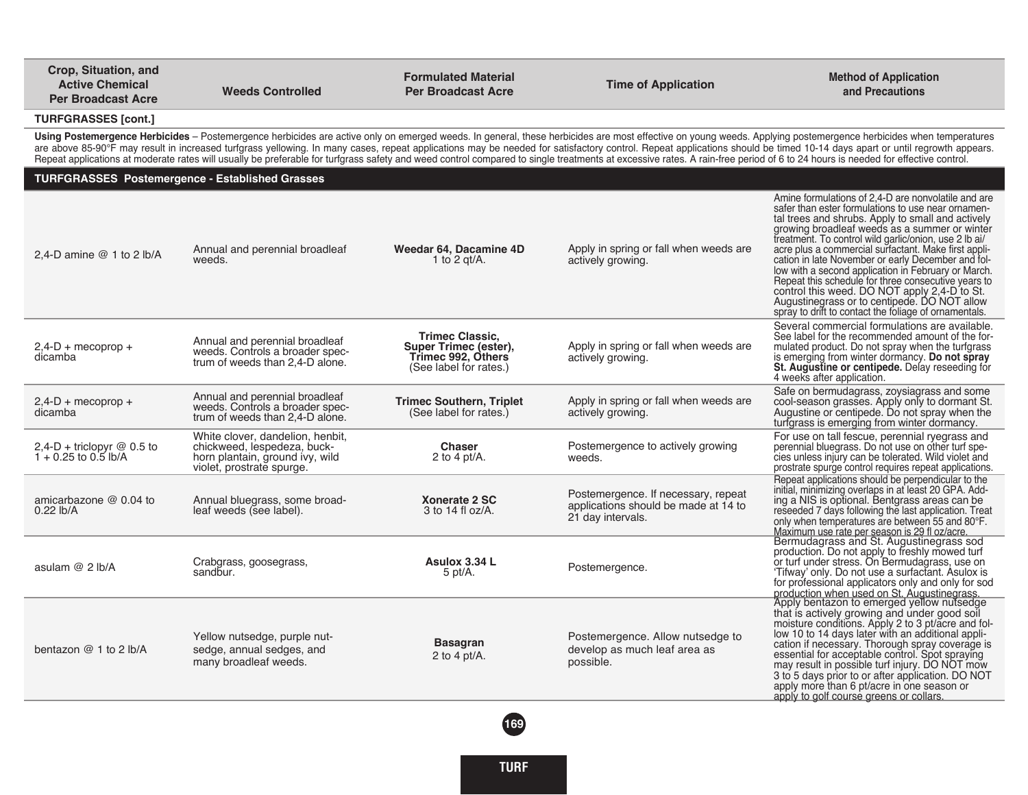| Crop, Situation, and Active Chemical Per Broadcast Acre | Weeds Controlled | Formulated Material Per Broadcast Acre | Time of Application | Method of Application and Precautions |
|---|---|---|---|---|
| **TURFGRASSES [cont.]** | | | | |

**Using Postemergence Herbicides** – Postemergence herbicides are active only on emerged weeds. In general, these herbicides are most effective on young weeds. Applying postemergence herbicides when temperatures are above 85-90°F may result in increased turfgrass yellowing. In many cases, repeat applications may be needed for satisfactory control. Repeat applications should be timed 10-14 days apart or until regrowth appears. Repeat applications at moderate rates will usually be preferable for turfgrass safety and weed control compared to single treatments at excessive rates. A rain-free period of 6 to 24 hours is needed for effective control.

### TURFGRASSES Postemergence - Established Grasses

| Crop, Situation, and Active Chemical Per Broadcast Acre | Weeds Controlled | Formulated Material Per Broadcast Acre | Time of Application | Method of Application and Precautions |
|---|---|---|---|---|
| 2,4-D amine @ 1 to 2 lb/A | Annual and perennial broadleaf weeds. | **Weedar 64, Dacamine 4D** 1 to 2 qt/A. | Apply in spring or fall when weeds are actively growing. | Amine formulations of 2,4-D are nonvolatile and are safer than ester formulations to use near ornamental trees and shrubs. Apply to small and actively growing broadleaf weeds as a summer or winter treatment. To control wild garlic/onion, use 2 lb ai/acre plus a commercial surfactant. Make first application in late November or early December and follow with a second application in February or March. Repeat this schedule for three consecutive years to control this weed. DO NOT apply 2,4-D to St. Augustinegrass or to centipede. DO NOT allow spray to drift to contact the foliage of ornamentals. |
| 2,4-D + mecoprop + dicamba | Annual and perennial broadleaf weeds. Controls a broader spectrum of weeds than 2,4-D alone. | **Trimec Classic, Super Trimec (ester), Trimec 992, Others** (See label for rates.) | Apply in spring or fall when weeds are actively growing. | Several commercial formulations are available. See label for the recommended amount of the formulated product. Do not spray when the turfgrass is emerging from winter dormancy. **Do not spray St. Augustine or centipede.** Delay reseeding for 4 weeks after application. |
| 2,4-D + mecoprop + dicamba | Annual and perennial broadleaf weeds. Controls a broader spectrum of weeds than 2,4-D alone. | **Trimec Southern, Triplet** (See label for rates.) | Apply in spring or fall when weeds are actively growing. | Safe on bermudagrass, zoysiagrass and some cool-season grasses. Apply only to dormant St. Augustine or centipede. Do not spray when the turfgrass is emerging from winter dormancy. |
| 2,4-D + triclopyr @ 0.5 to 1 + 0.25 to 0.5 lb/A | White clover, dandelion, henbit, chickweed, lespedeza, buckhorn plantain, ground ivy, wild violet, prostrate spurge. | **Chaser** 2 to 4 pt/A. | Postemergence to actively growing weeds. | For use on tall fescue, perennial ryegrass and perennial bluegrass. Do not use on other turf species unless injury can be tolerated. Wild violet and prostrate spurge control requires repeat applications. |
| amicarbazone @ 0.04 to 0.22 lb/A | Annual bluegrass, some broadleaf weeds (see label). | **Xonerate 2 SC** 3 to 14 fl oz/A. | Postemergence. If necessary, repeat applications should be made at 14 to 21 day intervals. | Repeat applications should be perpendicular to the initial, minimizing overlaps in at least 20 GPA. Adding a NIS is optional. Bentgrass areas can be reseeded 7 days following the last application. Treat only when temperatures are between 55 and 80°F. Maximum use rate per season is 29 fl oz/acre. |
| asulam @ 2 lb/A | Crabgrass, goosegrass, sandbur. | **Asulox 3.34 L** 5 pt/A. | Postemergence. | Bermudagrass and St. Augustinegrass sod production. Do not apply to freshly mowed turf or turf under stress. On Bermudagrass, use on 'Tifway' only. Do not use a surfactant. Asulox is for professional applicators only and only for sod production when used on St. Augustinegrass. |
| bentazon @ 1 to 2 lb/A | Yellow nutsedge, purple nutsedge, annual sedges, and many broadleaf weeds. | **Basagran** 2 to 4 pt/A. | Postemergence. Allow nutsedge to develop as much leaf area as possible. | Apply bentazon to emerged yellow nutsedge that is actively growing and under good soil moisture conditions. Apply 2 to 3 pt/acre and follow 10 to 14 days later with an additional application if necessary. Thorough spray coverage is essential for acceptable control. Spot spraying may result in possible turf injury. DO NOT mow 3 to 5 days prior to or after application. DO NOT apply more than 6 pt/acre in one season or apply to golf course greens or collars. |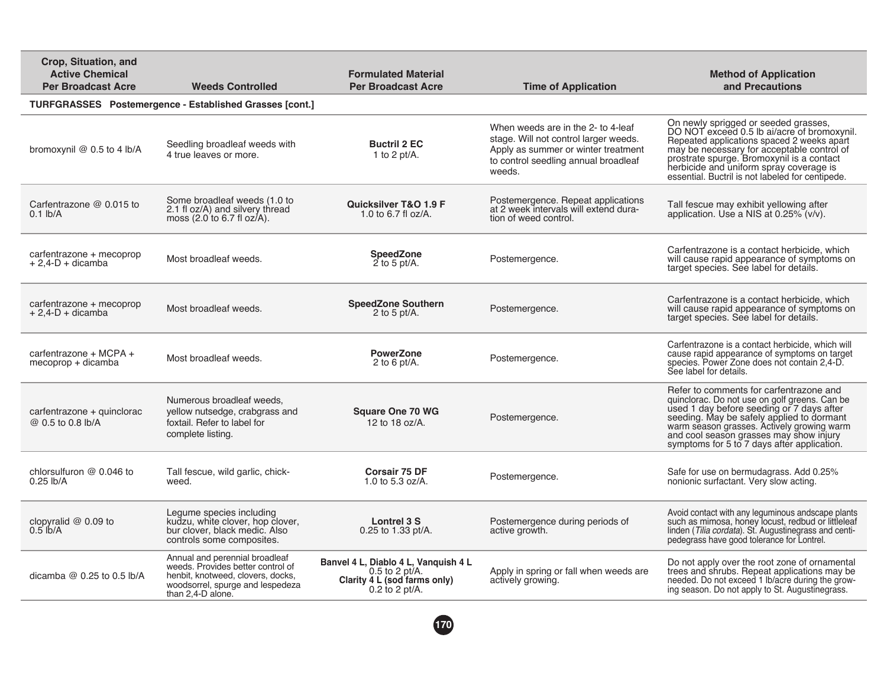| Crop, Situation, and Active Chemical Per Broadcast Acre | Weeds Controlled | Formulated Material Per Broadcast Acre | Time of Application | Method of Application and Precautions |
|---|---|---|---|---|
| **TURFGRASSES Postemergence - Established Grasses [cont.]** | | | | |
| bromoxynil @ 0.5 to 4 lb/A | Seedling broadleaf weeds with 4 true leaves or more. | **Buctril 2 EC** 1 to 2 pt/A. | When weeds are in the 2- to 4-leaf stage. Will not control larger weeds. Apply as summer or winter treatment to control seedling annual broadleaf weeds. | On newly sprigged or seeded grasses, DO NOT exceed 0.5 lb ai/acre of bromoxynil. Repeated applications spaced 2 weeks apart may be necessary for acceptable control of prostrate spurge. Bromoxynil is a contact herbicide and uniform spray coverage is essential. Buctril is not labeled for centipede. |
| Carfentrazone @ 0.015 to 0.1 lb/A | Some broadleaf weeds (1.0 to 2.1 fl oz/A) and silvery thread moss (2.0 to 6.7 fl oz/A). | **Quicksilver T&O 1.9 F** 1.0 to 6.7 fl oz/A. | Postemergence. Repeat applications at 2 week intervals will extend duration of weed control. | Tall fescue may exhibit yellowing after application. Use a NIS at 0.25% (v/v). |
| carfentrazone + mecoprop + 2,4-D + dicamba | Most broadleaf weeds. | **SpeedZone** 2 to 5 pt/A. | Postemergence. | Carfentrazone is a contact herbicide, which will cause rapid appearance of symptoms on target species. See label for details. |
| carfentrazone + mecoprop + 2,4-D + dicamba | Most broadleaf weeds. | **SpeedZone Southern** 2 to 5 pt/A. | Postemergence. | Carfentrazone is a contact herbicide, which will cause rapid appearance of symptoms on target species. See label for details. |
| carfentrazone + MCPA + mecoprop + dicamba | Most broadleaf weeds. | **PowerZone** 2 to 6 pt/A. | Postemergence. | Carfentrazone is a contact herbicide, which will cause rapid appearance of symptoms on target species. Power Zone does not contain 2,4-D. See label for details. |
| carfentrazone + quinclorac @ 0.5 to 0.8 lb/A | Numerous broadleaf weeds, yellow nutsedge, crabgrass and foxtail. Refer to label for complete listing. | **Square One 70 WG** 12 to 18 oz/A. | Postemergence. | Refer to comments for carfentrazone and quinclorac. Do not use on golf greens. Can be used 1 day before seeding or 7 days after seeding. May be safely applied to dormant warm season grasses. Actively growing warm and cool season grasses may show injury symptoms for 5 to 7 days after application. |
| chlorsulfuron @ 0.046 to 0.25 lb/A | Tall fescue, wild garlic, chickweed. | **Corsair 75 DF** 1.0 to 5.3 oz/A. | Postemergence. | Safe for use on bermudagrass. Add 0.25% nonionic surfactant. Very slow acting. |
| clopyralid @ 0.09 to 0.5 lb/A | Legume species including kudzu, white clover, hop clover, bur clover, black medic. Also controls some composites. | **Lontrel 3 S** 0.25 to 1.33 pt/A. | Postemergence during periods of active growth. | Avoid contact with any leguminous andscape plants such as mimosa, honey locust, redbud or littleleaf linden (*Tilia cordata*). St. Augustinegrass and centipedegrass have good tolerance for Lontrel. |
| dicamba @ 0.25 to 0.5 lb/A | Annual and perennial broadleaf weeds. Provides better control of henbit, knotweed, clovers, docks, woodsorrel, spurge and lespedeza than 2,4-D alone. | **Banvel 4 L, Diablo 4 L, Vanquish 4 L** 0.5 to 2 pt/A. **Clarity 4 L (sod farms only)** 0.2 to 2 pt/A. | Apply in spring or fall when weeds are actively growing. | Do not apply over the root zone of ornamental trees and shrubs. Repeat applications may be needed. Do not exceed 1 lb/acre during the growing season. Do not apply to St. Augustinegrass. |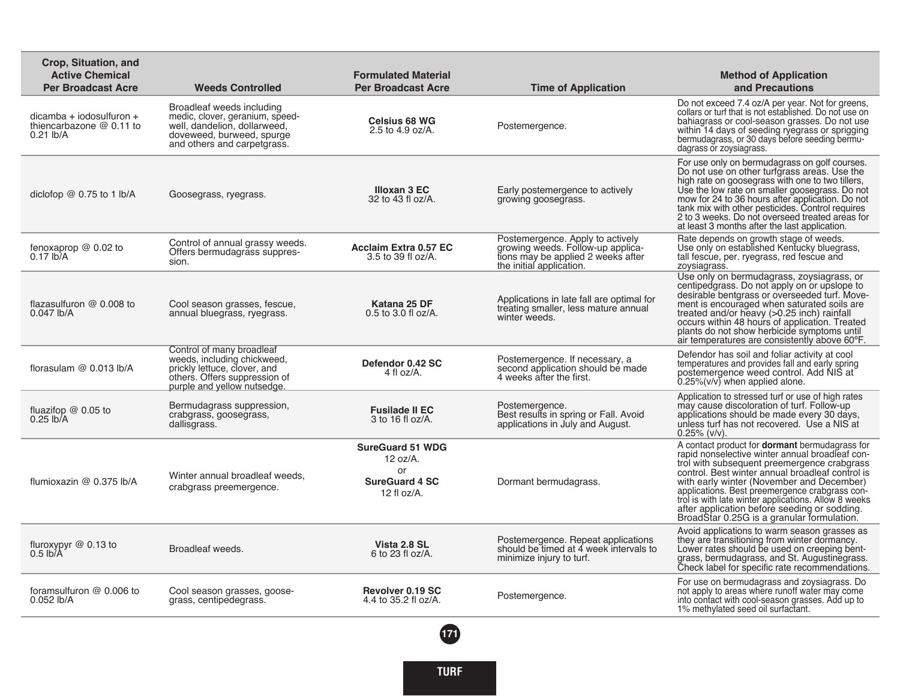| Crop, Situation, and Active Chemical Per Broadcast Acre | Weeds Controlled | Formulated Material Per Broadcast Acre | Time of Application | Method of Application and Precautions |
|---|---|---|---|---|
| dicamba + iodosulfuron + thiencarbazone @ 0.11 to 0.21 lb/A | Broadleaf weeds including medic, clover, geranium, speedwell, dandelion, dollarweed, doveweed, burweed, spurge and others and carpetgrass. | **Celsius 68 WG** 2.5 to 4.9 oz/A. | Postemergence. | Do not exceed 7.4 oz/A per year. Not for greens, collars or turf that is not established. Do not use on bahiagrass or cool-season grasses. Do not use within 14 days of seeding ryegrass or sprigging bermudagrass, or 30 days before seeding bermudagrass or zoysiagrass. |
| diclofop @ 0.75 to 1 lb/A | Goosegrass, ryegrass. | **Illoxan 3 EC** 32 to 43 fl oz/A. | Early postemergence to actively growing goosegrass. | For use only on bermudagrass on golf courses. Do not use on other turfgrass areas. Use the high rate on goosegrass with one to two tillers, Use the low rate on smaller goosegrass. Do not mow for 24 to 36 hours after application. Do not tank mix with other pesticides. Control requires 2 to 3 weeks. Do not overseed treated areas for at least 3 months after the last application. |
| fenoxaprop @ 0.02 to 0.17 lb/A | Control of annual grassy weeds. Offers bermudagrass suppression. | **Acclaim Extra 0.57 EC** 3.5 to 39 fl oz/A. | Postemergence. Apply to actively growing weeds. Follow-up applications may be applied 2 weeks after the initial application. | Rate depends on growth stage of weeds. Use only on established Kentucky bluegrass, tall fescue, per. ryegrass, red fescue and zoysiagrass. |
| flazasulfuron @ 0.008 to 0.047 lb/A | Cool season grasses, fescue, annual bluegrass, ryegrass. | **Katana 25 DF** 0.5 to 3.0 fl oz/A. | Applications in late fall are optimal for treating smaller, less mature annual winter weeds. | Use only on bermudagrass, zoysiagrass, or centipedgrass. Do not apply on or upslope to desirable bentgrass or overseeded turf. Movement is encouraged when saturated soils are treated and/or heavy (>0.25 inch) rainfall occurs within 48 hours of application. Treated plants do not show herbicide symptoms until air temperatures are consistently above 60ºF. |
| florasulam @ 0.013 lb/A | Control of many broadleaf weeds, including chickweed, prickly lettuce, clover, and others. Offers suppression of purple and yellow nutsedge. | **Defendor 0.42 SC** 4 fl oz/A. | Postemergence. If necessary, a second application should be made 4 weeks after the first. | Defendor has soil and foliar activity at cool temperatures and provides fall and early spring postemergence weed control. Add NIS at 0.25%(v/v) when applied alone. |
| fluazifop @ 0.05 to 0.25 lb/A | Bermudagrass suppression, crabgrass, goosegrass, dallisgrass. | **Fusilade II EC** 3 to 16 fl oz/A. | Postemergence. Best results in spring or Fall. Avoid applications in July and August. | Application to stressed turf or use of high rates may cause discoloration of turf. Follow-up applications should be made every 30 days, unless turf has not recovered. Use a NIS at 0.25% (v/v). |
| flumioxazin @ 0.375 lb/A | Winter annual broadleaf weeds, crabgrass preemergence. | **SureGuard 51 WDG** 12 oz/A. or **SureGuard 4 SC** 12 fl oz/A. | Dormant bermudagrass. | A contact product for **dormant** bermudagrass for rapid nonselective winter annual broadleaf control with subsequent preemergence crabgrass control. Best winter annual broadleaf control is with early winter (November and December) applications. Best preemergence crabgrass control is with late winter applications. Allow 8 weeks after application before seeding or sodding. BroadStar 0.25G is a granular formulation. |
| fluroxypyr @ 0.13 to 0.5 lb/A | Broadleaf weeds. | **Vista 2.8 SL** 6 to 23 fl oz/A. | Postemergence. Repeat applications should be timed at 4 week intervals to minimize injury to turf. | Avoid applications to warm season grasses as they are transitioning from winter dormancy. Lower rates should be used on creeping bentgrass, bermudagrass, and St. Augustinegrass. Check label for specific rate recommendations. |
| foramsulfuron @ 0.006 to 0.052 lb/A | Cool season grasses, goosegrass, centipedegrass. | **Revolver 0.19 SC** 4.4 to 35.2 fl oz/A. | Postemergence. | For use on bermudagrass and zoysiagrass. Do not apply to areas where runoff water may come into contact with cool-season grasses. Add up to 1% methylated seed oil surfactant. |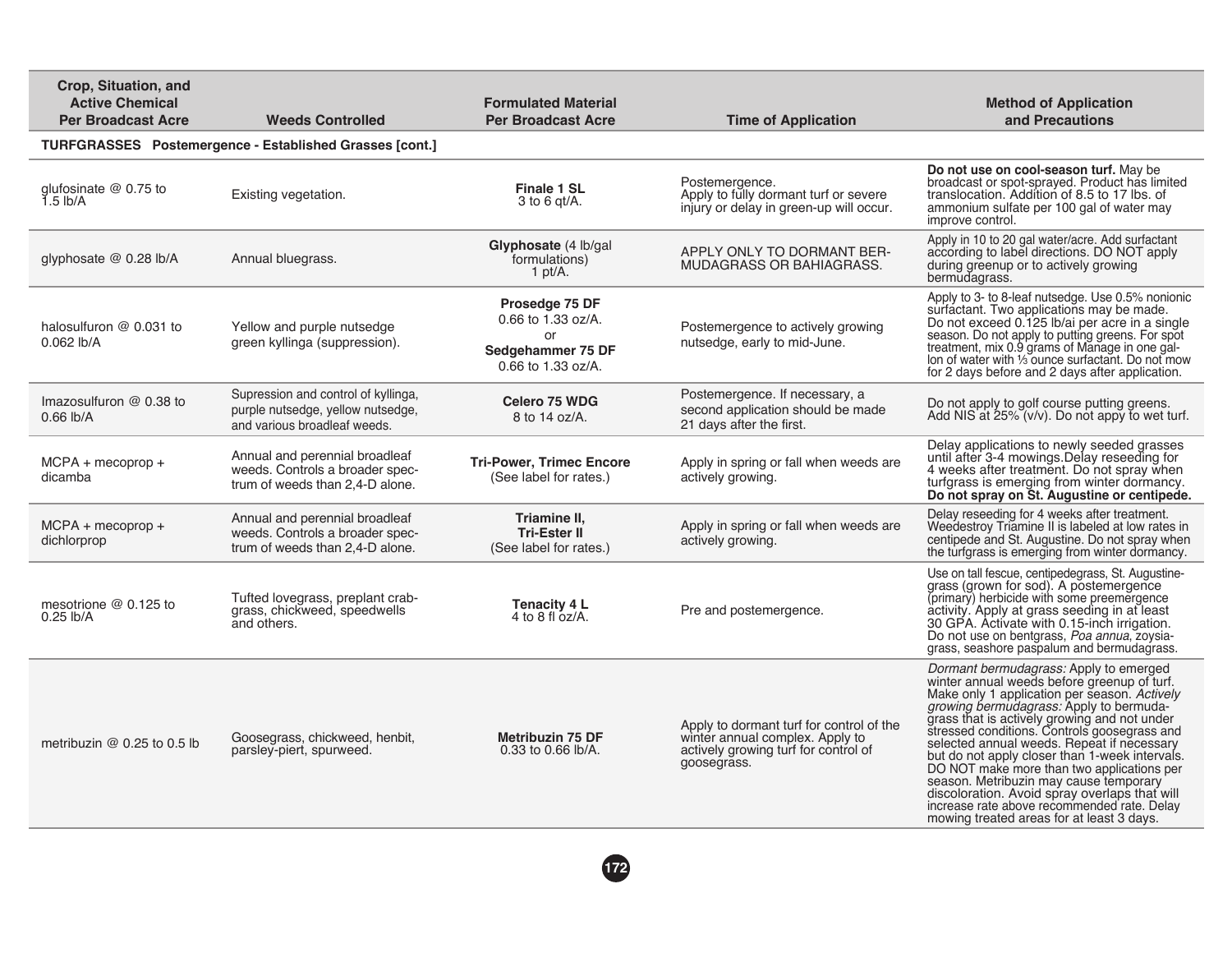| Crop, Situation, and Active Chemical Per Broadcast Acre | Weeds Controlled | Formulated Material Per Broadcast Acre | Time of Application | Method of Application and Precautions |
|---|---|---|---|---|
| **TURFGRASSES Postemergence - Established Grasses [cont.]** | | | | |
| glufosinate @ 0.75 to 1.5 lb/A | Existing vegetation. | **Finale 1 SL** 3 to 6 qt/A. | Postemergence. Apply to fully dormant turf or severe injury or delay in green-up will occur. | **Do not use on cool-season turf.** May be broadcast or spot-sprayed. Product has limited translocation. Addition of 8.5 to 17 lbs. of ammonium sulfate per 100 gal of water may improve control. |
| glyphosate @ 0.28 lb/A | Annual bluegrass. | **Glyphosate** (4 lb/gal formulations) 1 pt/A. | APPLY ONLY TO DORMANT BERMUDAGRASS OR BAHIAGRASS. | Apply in 10 to 20 gal water/acre. Add surfactant according to label directions. DO NOT apply during greenup or to actively growing bermudagrass. |
| halosulfuron @ 0.031 to 0.062 lb/A | Yellow and purple nutsedge green kyllinga (suppression). | **Prosedge 75 DF** 0.66 to 1.33 oz/A. or **Sedgehammer 75 DF** 0.66 to 1.33 oz/A. | Postemergence to actively growing nutsedge, early to mid-June. | Apply to 3- to 8-leaf nutsedge. Use 0.5% nonionic surfactant. Two applications may be made. Do not exceed 0.125 lb/ai per acre in a single season. Do not apply to putting greens. For spot treatment, mix 0.9 grams of Manage in one gallon of water with ⅓ ounce surfactant. Do not mow for 2 days before and 2 days after application. |
| Imazosulfuron @ 0.38 to 0.66 lb/A | Supression and control of kyllinga, purple nutsedge, yellow nutsedge, and various broadleaf weeds. | **Celero 75 WDG** 8 to 14 oz/A. | Postemergence. If necessary, a second application should be made 21 days after the first. | Do not apply to golf course putting greens. Add NIS at 25% (v/v). Do not apply to wet turf. |
| MCPA + mecoprop + dicamba | Annual and perennial broadleaf weeds. Controls a broader spectrum of weeds than 2,4-D alone. | **Tri-Power, Trimec Encore** (See label for rates.) | Apply in spring or fall when weeds are actively growing. | Delay applications to newly seeded grasses until after 3-4 mowings.Delay reseeding for 4 weeks after treatment. Do not spray when turfgrass is emerging from winter dormancy. **Do not spray on St. Augustine or centipede.** |
| MCPA + mecoprop + dichlorprop | Annual and perennial broadleaf weeds. Controls a broader spectrum of weeds than 2,4-D alone. | **Triamine II, Tri-Ester II** (See label for rates.) | Apply in spring or fall when weeds are actively growing. | Delay reseeding for 4 weeks after treatment. Weedestroy Triamine II is labeled at low rates in centipede and St. Augustine. Do not spray when the turfgrass is emerging from winter dormancy. |
| mesotrione @ 0.125 to 0.25 lb/A | Tufted lovegrass, preplant crabgrass, chickweed, speedwells and others. | **Tenacity 4 L** 4 to 8 fl oz/A. | Pre and postemergence. | Use on tall fescue, centipedegrass, St. Augustinegrass (grown for sod). A postemergence (primary) herbicide with some preemergence activity. Apply at grass seeding in at least 30 GPA. Activate with 0.15-inch irrigation. Do not use on bentgrass, *Poa annua*, zoysiagrass, seashore paspalum and bermudagrass. |
| metribuzin @ 0.25 to 0.5 lb | Goosegrass, chickweed, henbit, parsley-piert, spurweed. | **Metribuzin 75 DF** 0.33 to 0.66 lb/A. | Apply to dormant turf for control of the winter annual complex. Apply to actively growing turf for control of goosegrass. | *Dormant bermudagrass:* Apply to emerged winter annual weeds before greenup of turf. Make only 1 application per season. *Actively growing bermudagrass:* Apply to bermudagrass that is actively growing and not under stressed conditions. Controls goosegrass and selected annual weeds. Repeat if necessary but do not apply closer than 1-week intervals. DO NOT make more than two applications per season. Metribuzin may cause temporary discoloration. Avoid spray overlaps that will increase rate above recommended rate. Delay mowing treated areas for at least 3 days. |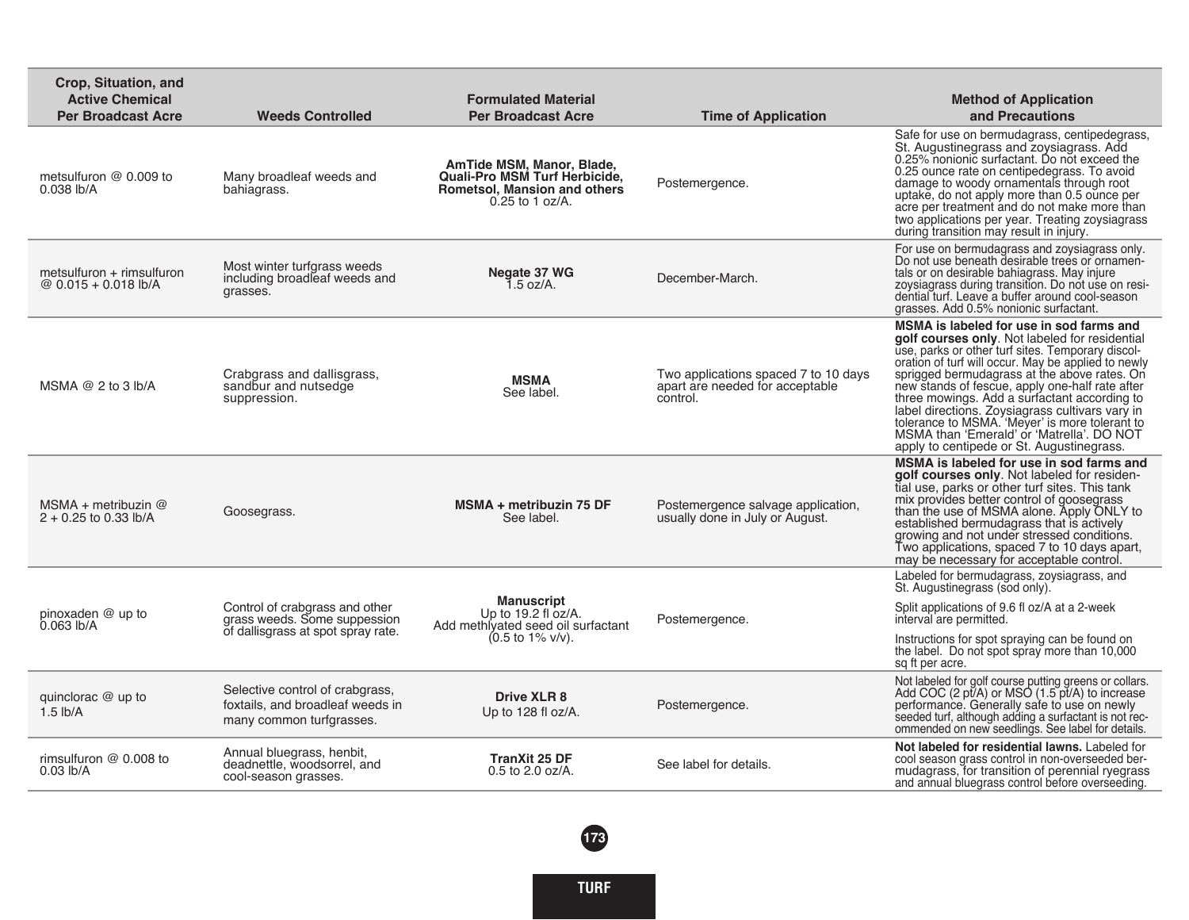| Crop, Situation, and Active Chemical Per Broadcast Acre | Weeds Controlled | Formulated Material Per Broadcast Acre | Time of Application | Method of Application and Precautions |
|---|---|---|---|---|
| metsulfuron @ 0.009 to 0.038 lb/A | Many broadleaf weeds and bahiagrass. | **AmTide MSM, Manor, Blade, Quali-Pro MSM Turf Herbicide, Rometsol, Mansion and others** 0.25 to 1 oz/A. | Postemergence. | Safe for use on bermudagrass, centipedegrass, St. Augustinegrass and zoysiagrass. Add 0.25% nonionic surfactant. Do not exceed the 0.25 ounce rate on centipedegrass. To avoid damage to woody ornamentals through root uptake, do not apply more than 0.5 ounce per acre per treatment and do not make more than two applications per year. Treating zoysiagrass during transition may result in injury. |
| metsulfuron + rimsulfuron @ 0.015 + 0.018 lb/A | Most winter turfgrass weeds including broadleaf weeds and grasses. | **Negate 37 WG** 1.5 oz/A. | December-March. | For use on bermudagrass and zoysiagrass only. Do not use beneath desirable trees or ornamentals or on desirable bahiagrass. May injure zoysiagrass during transition. Do not use on residential turf. Leave a buffer around cool-season grasses. Add 0.5% nonionic surfactant. |
| MSMA @ 2 to 3 lb/A | Crabgrass and dallisgrass, sandbur and nutsedge suppression. | **MSMA** See label. | Two applications spaced 7 to 10 days apart are needed for acceptable control. | **MSMA is labeled for use in sod farms and golf courses only**. Not labeled for residential use, parks or other turf sites. Temporary discoloration of turf will occur. May be applied to newly sprigged bermudagrass at the above rates. On new stands of fescue, apply one-half rate after three mowings. Add a surfactant according to label directions. Zoysiagrass cultivars vary in tolerance to MSMA. 'Meyer' is more tolerant to MSMA than 'Emerald' or 'Matrella'. DO NOT apply to centipede or St. Augustinegrass. |
| MSMA + metribuzin @ 2 + 0.25 to 0.33 lb/A | Goosegrass. | **MSMA + metribuzin 75 DF** See label. | Postemergence salvage application, usually done in July or August. | **MSMA is labeled for use in sod farms and golf courses only**. Not labeled for residential use, parks or other turf sites. This tank mix provides better control of goosegrass than the use of MSMA alone. Apply ONLY to established bermudagrass that is actively growing and not under stressed conditions. Two applications, spaced 7 to 10 days apart, may be necessary for acceptable control. |
| pinoxaden @ up to 0.063 lb/A | Control of crabgrass and other grass weeds. Some suppression of dallisgrass at spot spray rate. | **Manuscript** Up to 19.2 fl oz/A. Add methlyated seed oil surfactant (0.5 to 1% v/v). | Postemergence. | Labeled for bermudagrass, zoysiagrass, and St. Augustinegrass (sod only). Split applications of 9.6 fl oz/A at a 2-week interval are permitted. Instructions for spot spraying can be found on the label. Do not spot spray more than 10,000 sq ft per acre. |
| quinclorac @ up to 1.5 lb/A | Selective control of crabgrass, foxtails, and broadleaf weeds in many common turfgrasses. | **Drive XLR 8** Up to 128 fl oz/A. | Postemergence. | Not labeled for golf course putting greens or collars. Add COC (2 pt/A) or MSO (1.5 pt/A) to increase performance. Generally safe to use on newly seeded turf, although adding a surfactant is not recommended on new seedlings. See label for details. |
| rimsulfuron @ 0.008 to 0.03 lb/A | Annual bluegrass, henbit, deadnettle, woodsorrel, and cool-season grasses. | **TranXit 25 DF** 0.5 to 2.0 oz/A. | See label for details. | **Not labeled for residential lawns.** Labeled for cool season grass control in non-overseeded bermudagrass, for transition of perennial ryegrass and annual bluegrass control before overseeding. |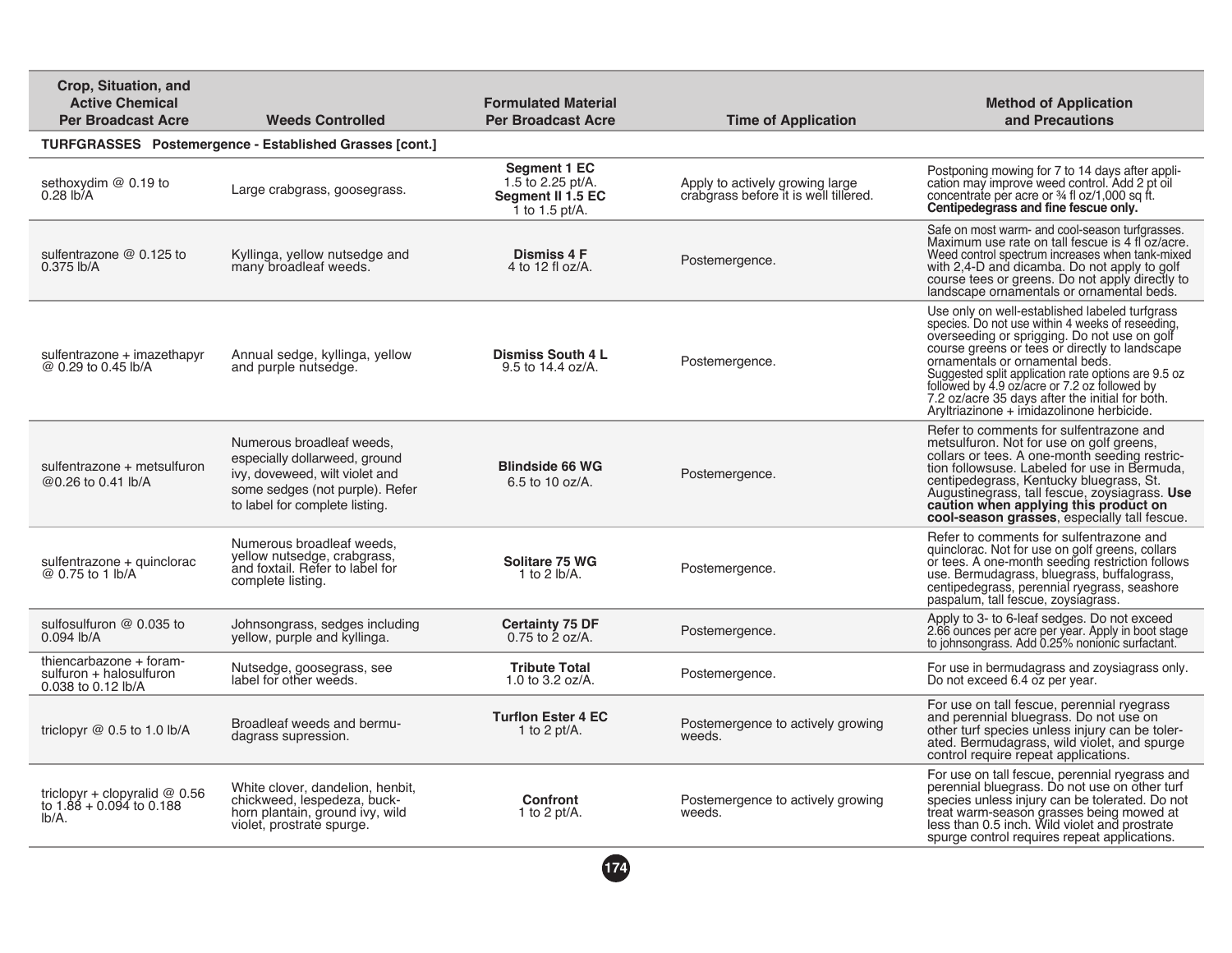| Crop, Situation, and Active Chemical Per Broadcast Acre | Weeds Controlled | Formulated Material Per Broadcast Acre | Time of Application | Method of Application and Precautions |
|---|---|---|---|---|
| **TURFGRASSES Postemergence - Established Grasses [cont.]** | | | | |
| sethoxydim @ 0.19 to 0.28 lb/A | Large crabgrass, goosegrass. | **Segment 1 EC** 1.5 to 2.25 pt/A. **Segment II 1.5 EC** 1 to 1.5 pt/A. | Apply to actively growing large crabgrass before it is well tillered. | Postponing mowing for 7 to 14 days after application may improve weed control. Add 2 pt oil concentrate per acre or ¾ fl oz/1,000 sq ft. **Centipedegrass and fine fescue only.** |
| sulfentrazone @ 0.125 to 0.375 lb/A | Kyllinga, yellow nutsedge and many broadleaf weeds. | **Dismiss 4 F** 4 to 12 fl oz/A. | Postemergence. | Safe on most warm- and cool-season turfgrasses. Maximum use rate on tall fescue is 4 fl oz/acre. Weed control spectrum increases when tank-mixed with 2,4-D and dicamba. Do not apply to golf course tees or greens. Do not apply directly to landscape ornamentals or ornamental beds. |
| sulfentrazone + imazethapyr @ 0.29 to 0.45 lb/A | Annual sedge, kyllinga, yellow and purple nutsedge. | **Dismiss South 4 L** 9.5 to 14.4 oz/A. | Postemergence. | Use only on well-established labeled turfgrass species. Do not use within 4 weeks of reseeding, overseeding or sprigging. Do not use on golf course greens or tees or directly to landscape ornamentals or ornamental beds. Suggested split application rate options are 9.5 oz followed by 4.9 oz/acre or 7.2 oz followed by 7.2 oz/acre 35 days after the initial for both. Aryltriazinone + imidazolinone herbicide. |
| sulfentrazone + metsulfuron @0.26 to 0.41 lb/A | Numerous broadleaf weeds, especially dollarweed, ground ivy, doveweed, wilt violet and some sedges (not purple). Refer to label for complete listing. | **Blindside 66 WG** 6.5 to 10 oz/A. | Postemergence. | Refer to comments for sulfentrazone and metsulfuron. Not for use on golf greens, collars or tees. A one-month seeding restriction followsuse. Labeled for use in Bermuda, centipedegrass, Kentucky bluegrass, St. Augustinegrass, tall fescue, zoysiagrass. **Use caution when applying this product on cool-season grasses**, especially tall fescue. |
| sulfentrazone + quinclorac @ 0.75 to 1 lb/A | Numerous broadleaf weeds, yellow nutsedge, crabgrass, and foxtail. Refer to label for complete listing. | **Solitare 75 WG** 1 to 2 lb/A. | Postemergence. | Refer to comments for sulfentrazone and quinclorac. Not for use on golf greens, collars or tees. A one-month seeding restriction follows use. Bermudagrass, bluegrass, buffalograss, centipedegrass, perennial ryegrass, seashore paspalum, tall fescue, zoysiagrass. |
| sulfosulfuron @ 0.035 to 0.094 lb/A | Johnsongrass, sedges including yellow, purple and kyllinga. | **Certainty 75 DF** 0.75 to 2 oz/A. | Postemergence. | Apply to 3- to 6-leaf sedges. Do not exceed 2.66 ounces per acre per year. Apply in boot stage to johnsongrass. Add 0.25% nonionic surfactant. |
| thiencarbazone + foramsulfuron + halosulfuron 0.038 to 0.12 lb/A | Nutsedge, goosegrass, see label for other weeds. | **Tribute Total** 1.0 to 3.2 oz/A. | Postemergence. | For use in bermudagrass and zoysiagrass only. Do not exceed 6.4 oz per year. |
| triclopyr @ 0.5 to 1.0 lb/A | Broadleaf weeds and bermudagrass supression. | **Turflon Ester 4 EC** 1 to 2 pt/A. | Postemergence to actively growing weeds. | For use on tall fescue, perennial ryegrass and perennial bluegrass. Do not use on other turf species unless injury can be tolerated. Bermudagrass, wild violet, and spurge control require repeat applications. |
| triclopyr + clopyralid @ 0.56 to 1.88 + 0.094 to 0.188 lb/A. | White clover, dandelion, henbit, chickweed, lespedeza, buckhorn plantain, ground ivy, wild violet, prostrate spurge. | **Confront** 1 to 2 pt/A. | Postemergence to actively growing weeds. | For use on tall fescue, perennial ryegrass and perennial bluegrass. Do not use on other turf species unless injury can be tolerated. Do not treat warm-season grasses being mowed at less than 0.5 inch. Wild violet and prostrate spurge control requires repeat applications. |